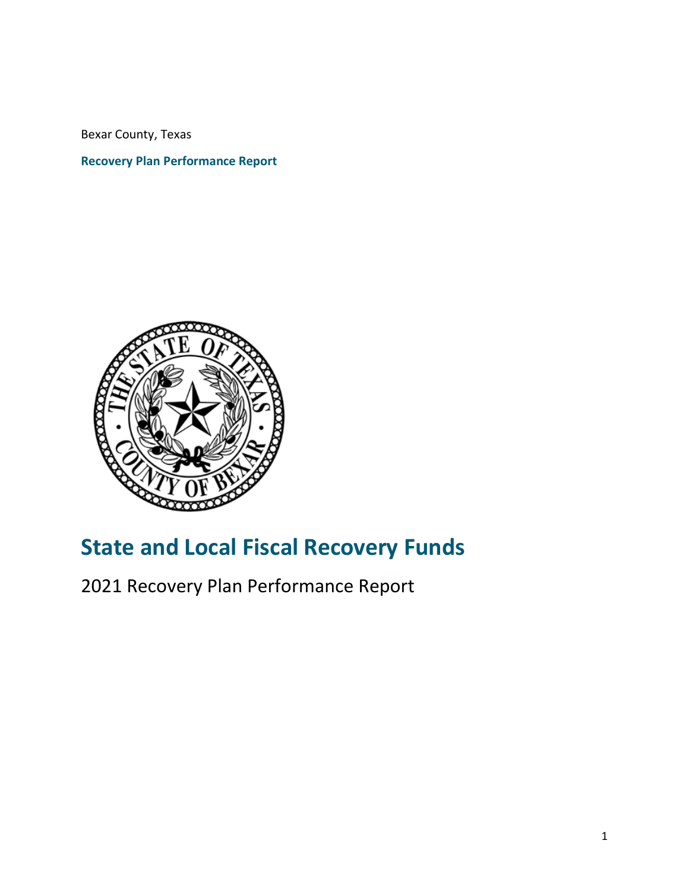Bexar County, Texas

**Recovery Plan Performance Report**

# State and Local Fiscal Recovery Funds

## 2021 Recovery Plan Performance Report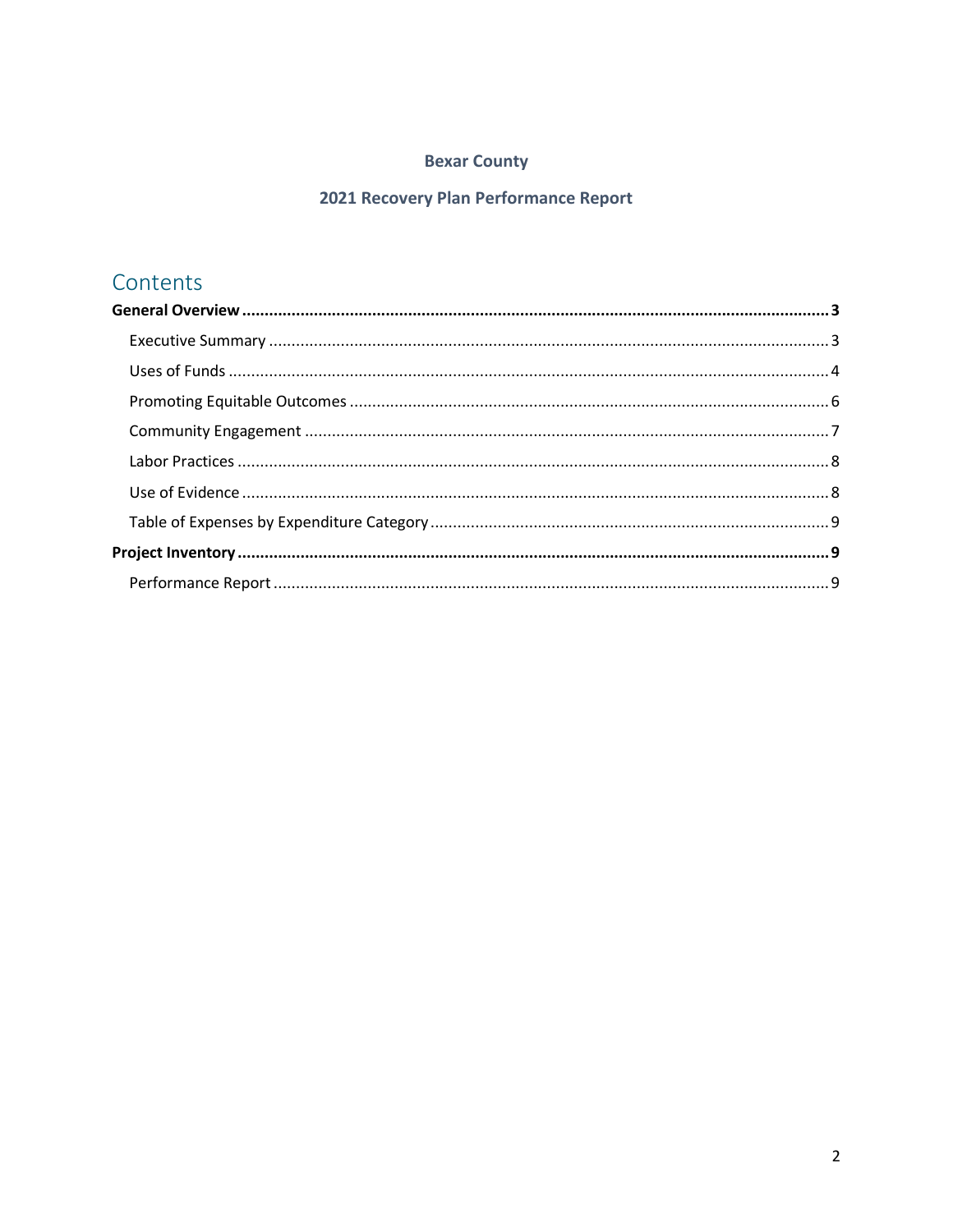**Bexar County**

**2021 Recovery Plan Performance Report**

## Contents

**General Overview** ........................................................................ **3**

- Executive Summary ........................................................................ 3
- Uses of Funds ........................................................................ 4
- Promoting Equitable Outcomes ........................................................................ 6
- Community Engagement ........................................................................ 7
- Labor Practices ........................................................................ 8
- Use of Evidence ........................................................................ 8
- Table of Expenses by Expenditure Category ........................................................................ 9

**Project Inventory** ........................................................................ **9**

- Performance Report ........................................................................ 9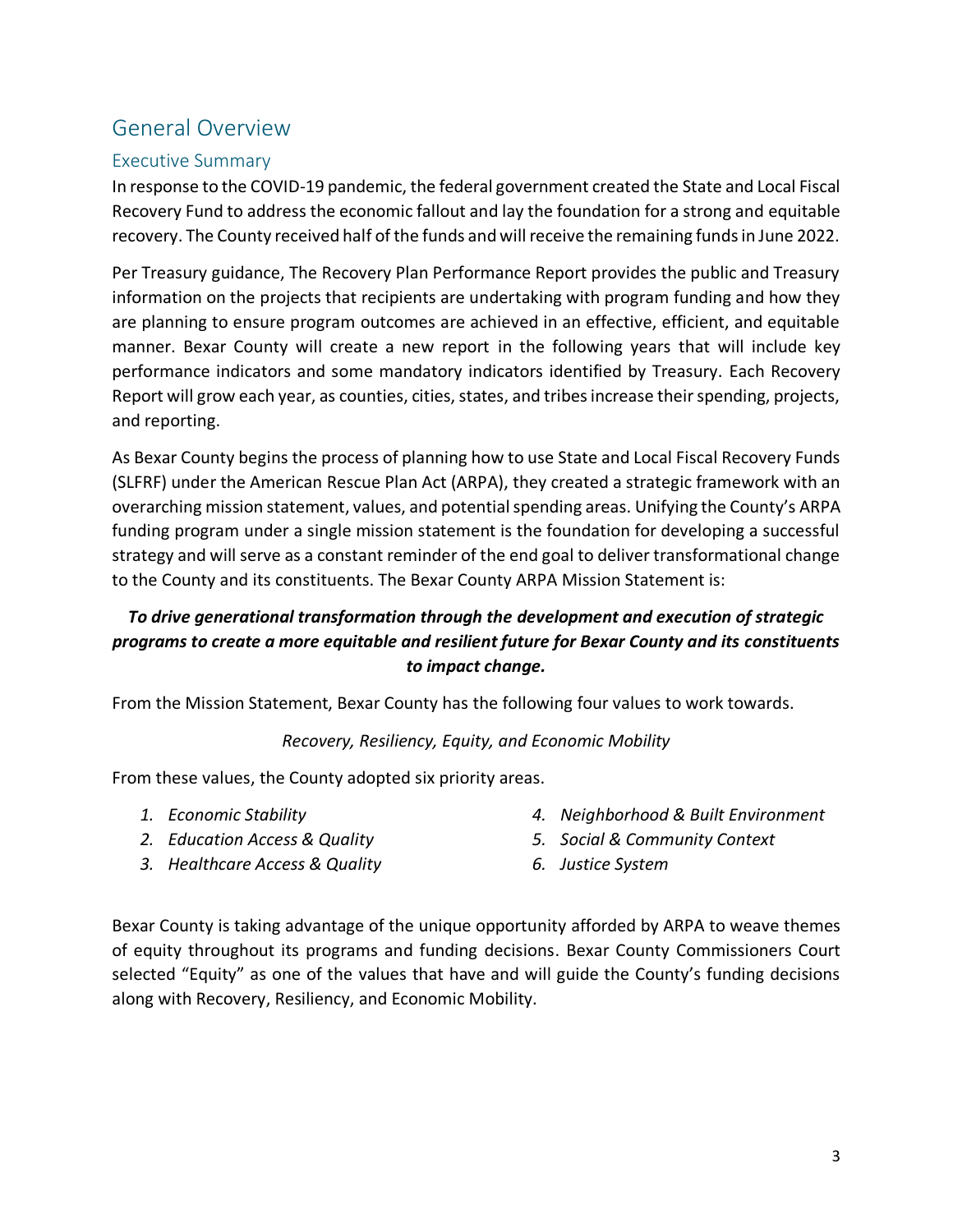# General Overview

## Executive Summary

In response to the COVID-19 pandemic, the federal government created the State and Local Fiscal Recovery Fund to address the economic fallout and lay the foundation for a strong and equitable recovery. The County received half of the funds and will receive the remaining funds in June 2022.

Per Treasury guidance, The Recovery Plan Performance Report provides the public and Treasury information on the projects that recipients are undertaking with program funding and how they are planning to ensure program outcomes are achieved in an effective, efficient, and equitable manner. Bexar County will create a new report in the following years that will include key performance indicators and some mandatory indicators identified by Treasury. Each Recovery Report will grow each year, as counties, cities, states, and tribes increase their spending, projects, and reporting.

As Bexar County begins the process of planning how to use State and Local Fiscal Recovery Funds (SLFRF) under the American Rescue Plan Act (ARPA), they created a strategic framework with an overarching mission statement, values, and potential spending areas. Unifying the County's ARPA funding program under a single mission statement is the foundation for developing a successful strategy and will serve as a constant reminder of the end goal to deliver transformational change to the County and its constituents. The Bexar County ARPA Mission Statement is:

***To drive generational transformation through the development and execution of strategic programs to create a more equitable and resilient future for Bexar County and its constituents to impact change.***

From the Mission Statement, Bexar County has the following four values to work towards.

*Recovery, Resiliency, Equity, and Economic Mobility*

From these values, the County adopted six priority areas.

1. *Economic Stability*
2. *Education Access & Quality*
3. *Healthcare Access & Quality*
4. *Neighborhood & Built Environment*
5. *Social & Community Context*
6. *Justice System*

Bexar County is taking advantage of the unique opportunity afforded by ARPA to weave themes of equity throughout its programs and funding decisions. Bexar County Commissioners Court selected "Equity" as one of the values that have and will guide the County's funding decisions along with Recovery, Resiliency, and Economic Mobility.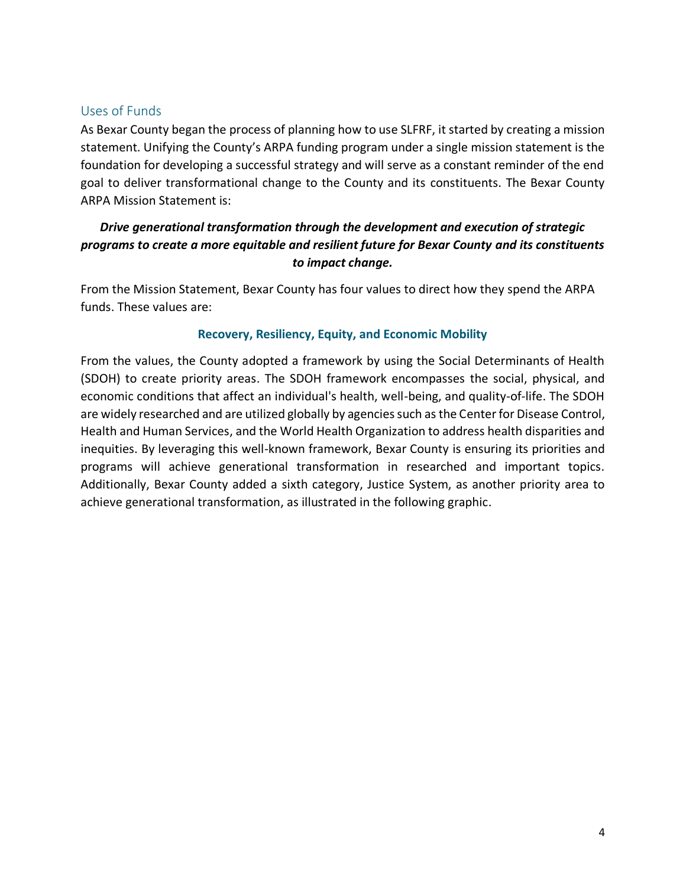## Uses of Funds

As Bexar County began the process of planning how to use SLFRF, it started by creating a mission statement. Unifying the County's ARPA funding program under a single mission statement is the foundation for developing a successful strategy and will serve as a constant reminder of the end goal to deliver transformational change to the County and its constituents. The Bexar County ARPA Mission Statement is:

***Drive generational transformation through the development and execution of strategic programs to create a more equitable and resilient future for Bexar County and its constituents to impact change.***

From the Mission Statement, Bexar County has four values to direct how they spend the ARPA funds. These values are:

**Recovery, Resiliency, Equity, and Economic Mobility**

From the values, the County adopted a framework by using the Social Determinants of Health (SDOH) to create priority areas. The SDOH framework encompasses the social, physical, and economic conditions that affect an individual's health, well-being, and quality-of-life. The SDOH are widely researched and are utilized globally by agencies such as the Center for Disease Control, Health and Human Services, and the World Health Organization to address health disparities and inequities. By leveraging this well-known framework, Bexar County is ensuring its priorities and programs will achieve generational transformation in researched and important topics. Additionally, Bexar County added a sixth category, Justice System, as another priority area to achieve generational transformation, as illustrated in the following graphic.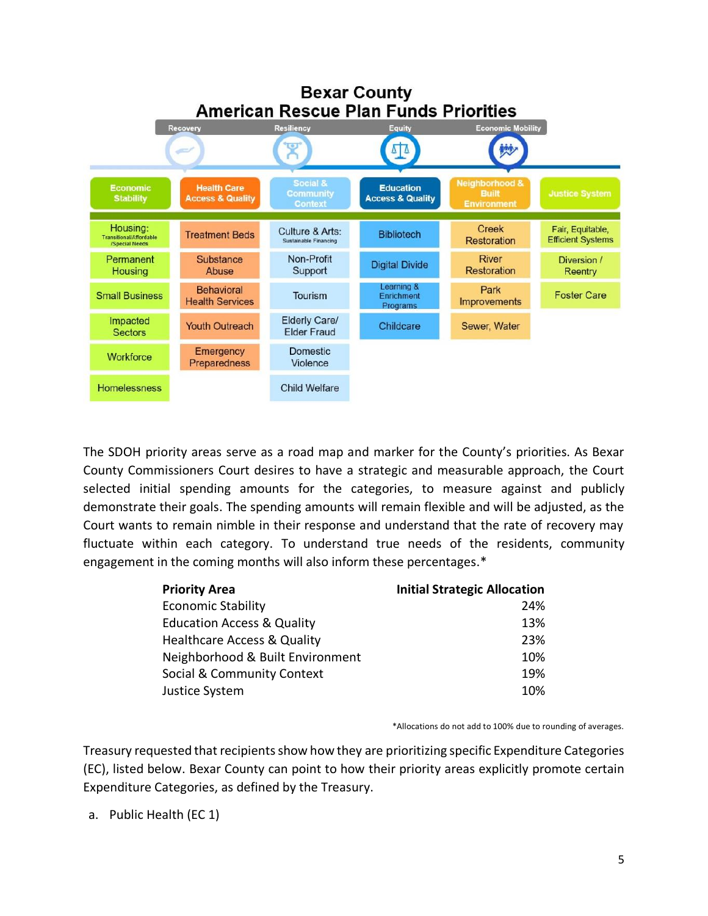# Bexar County
## American Rescue Plan Funds Priorities

| Recovery | | Resiliency | Equity | Economic Mobility | |
|---|---|---|---|---|---|
| **Economic Stability** | **Health Care Access & Quality** | **Social & Community Context** | **Education Access & Quality** | **Neighborhood & Built Environment** | **Justice System** |
| Housing: Transitional/Affordable /Special Needs | Treatment Beds | Culture & Arts: Sustainable Financing | Bibliotech | Creek Restoration | Fair, Equitable, Efficient Systems |
| Permanent Housing | Substance Abuse | Non-Profit Support | Digital Divide | River Restoration | Diversion / Reentry |
| Small Business | Behavioral Health Services | Tourism | Learning & Enrichment Programs | Park Improvements | Foster Care |
| Impacted Sectors | Youth Outreach | Elderly Care/ Elder Fraud | Childcare | Sewer, Water | |
| Workforce | Emergency Preparedness | Domestic Violence | | | |
| Homelessness | | Child Welfare | | | |

The SDOH priority areas serve as a road map and marker for the County's priorities. As Bexar County Commissioners Court desires to have a strategic and measurable approach, the Court selected initial spending amounts for the categories, to measure against and publicly demonstrate their goals. The spending amounts will remain flexible and will be adjusted, as the Court wants to remain nimble in their response and understand that the rate of recovery may fluctuate within each category. To understand true needs of the residents, community engagement in the coming months will also inform these percentages.*

| **Priority Area** | **Initial Strategic Allocation** |
|---|---|
| Economic Stability | 24% |
| Education Access & Quality | 13% |
| Healthcare Access & Quality | 23% |
| Neighborhood & Built Environment | 10% |
| Social & Community Context | 19% |
| Justice System | 10% |

*Allocations do not add to 100% due to rounding of averages.

Treasury requested that recipients show how they are prioritizing specific Expenditure Categories (EC), listed below. Bexar County can point to how their priority areas explicitly promote certain Expenditure Categories, as defined by the Treasury.

a. Public Health (EC 1)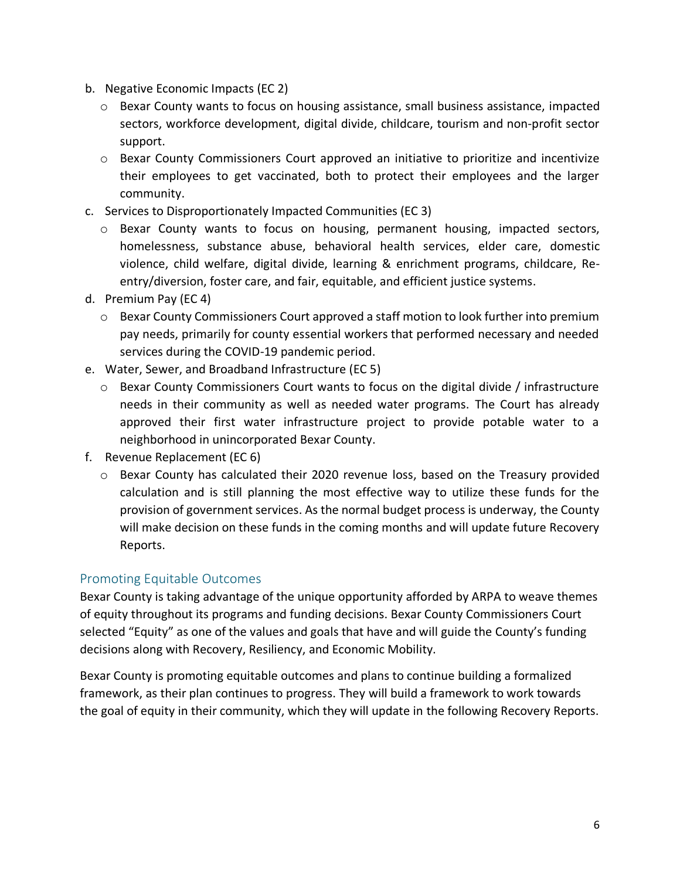b. Negative Economic Impacts (EC 2)
   - Bexar County wants to focus on housing assistance, small business assistance, impacted sectors, workforce development, digital divide, childcare, tourism and non-profit sector support.
   - Bexar County Commissioners Court approved an initiative to prioritize and incentivize their employees to get vaccinated, both to protect their employees and the larger community.

c. Services to Disproportionately Impacted Communities (EC 3)
   - Bexar County wants to focus on housing, permanent housing, impacted sectors, homelessness, substance abuse, behavioral health services, elder care, domestic violence, child welfare, digital divide, learning & enrichment programs, childcare, Re-entry/diversion, foster care, and fair, equitable, and efficient justice systems.

d. Premium Pay (EC 4)
   - Bexar County Commissioners Court approved a staff motion to look further into premium pay needs, primarily for county essential workers that performed necessary and needed services during the COVID-19 pandemic period.

e. Water, Sewer, and Broadband Infrastructure (EC 5)
   - Bexar County Commissioners Court wants to focus on the digital divide / infrastructure needs in their community as well as needed water programs. The Court has already approved their first water infrastructure project to provide potable water to a neighborhood in unincorporated Bexar County.

f. Revenue Replacement (EC 6)
   - Bexar County has calculated their 2020 revenue loss, based on the Treasury provided calculation and is still planning the most effective way to utilize these funds for the provision of government services. As the normal budget process is underway, the County will make decision on these funds in the coming months and will update future Recovery Reports.

## Promoting Equitable Outcomes

Bexar County is taking advantage of the unique opportunity afforded by ARPA to weave themes of equity throughout its programs and funding decisions. Bexar County Commissioners Court selected "Equity" as one of the values and goals that have and will guide the County's funding decisions along with Recovery, Resiliency, and Economic Mobility.

Bexar County is promoting equitable outcomes and plans to continue building a formalized framework, as their plan continues to progress. They will build a framework to work towards the goal of equity in their community, which they will update in the following Recovery Reports.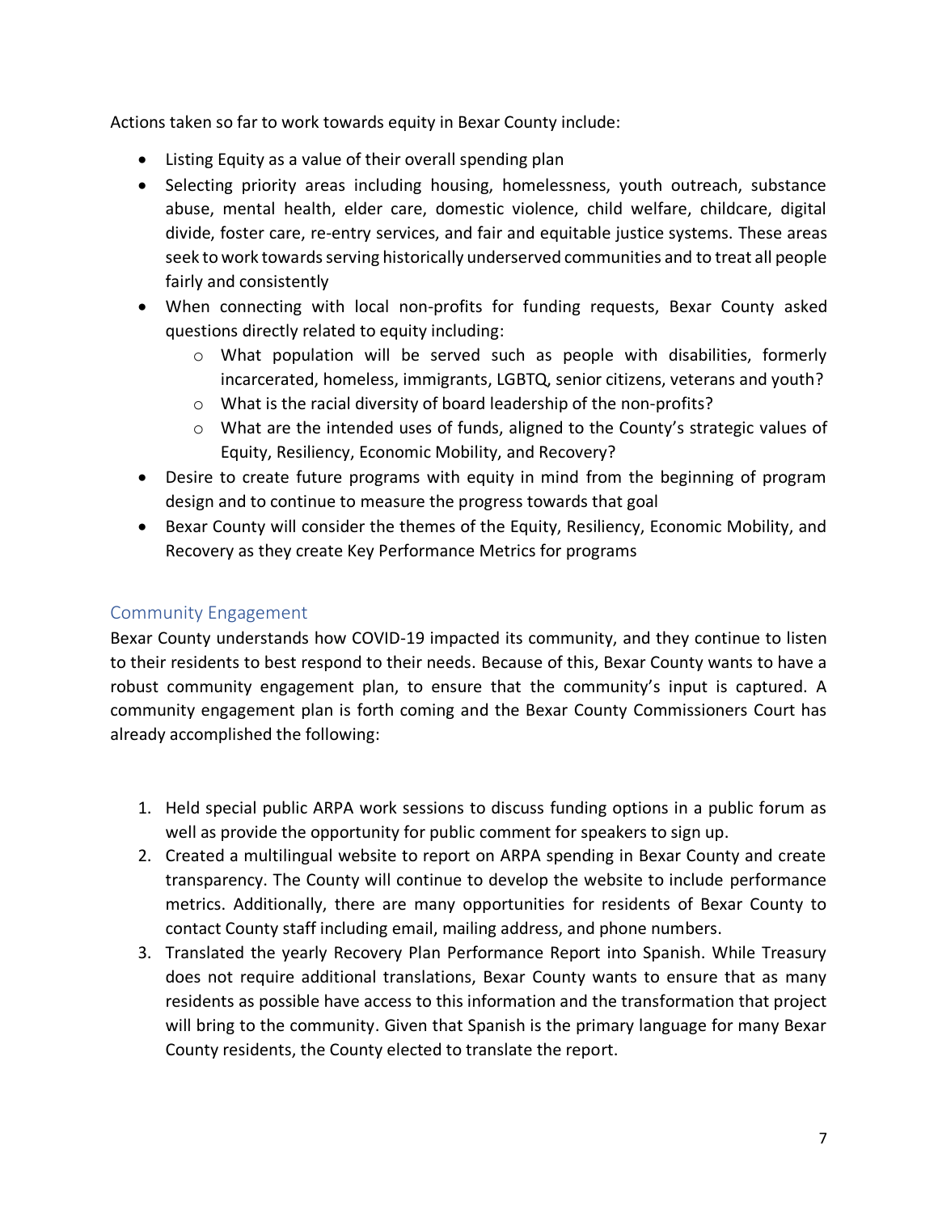Actions taken so far to work towards equity in Bexar County include:

- Listing Equity as a value of their overall spending plan
- Selecting priority areas including housing, homelessness, youth outreach, substance abuse, mental health, elder care, domestic violence, child welfare, childcare, digital divide, foster care, re-entry services, and fair and equitable justice systems. These areas seek to work towards serving historically underserved communities and to treat all people fairly and consistently
- When connecting with local non-profits for funding requests, Bexar County asked questions directly related to equity including:
  - What population will be served such as people with disabilities, formerly incarcerated, homeless, immigrants, LGBTQ, senior citizens, veterans and youth?
  - What is the racial diversity of board leadership of the non-profits?
  - What are the intended uses of funds, aligned to the County's strategic values of Equity, Resiliency, Economic Mobility, and Recovery?
- Desire to create future programs with equity in mind from the beginning of program design and to continue to measure the progress towards that goal
- Bexar County will consider the themes of the Equity, Resiliency, Economic Mobility, and Recovery as they create Key Performance Metrics for programs

## Community Engagement

Bexar County understands how COVID-19 impacted its community, and they continue to listen to their residents to best respond to their needs. Because of this, Bexar County wants to have a robust community engagement plan, to ensure that the community's input is captured. A community engagement plan is forth coming and the Bexar County Commissioners Court has already accomplished the following:

1. Held special public ARPA work sessions to discuss funding options in a public forum as well as provide the opportunity for public comment for speakers to sign up.
2. Created a multilingual website to report on ARPA spending in Bexar County and create transparency. The County will continue to develop the website to include performance metrics. Additionally, there are many opportunities for residents of Bexar County to contact County staff including email, mailing address, and phone numbers.
3. Translated the yearly Recovery Plan Performance Report into Spanish. While Treasury does not require additional translations, Bexar County wants to ensure that as many residents as possible have access to this information and the transformation that project will bring to the community. Given that Spanish is the primary language for many Bexar County residents, the County elected to translate the report.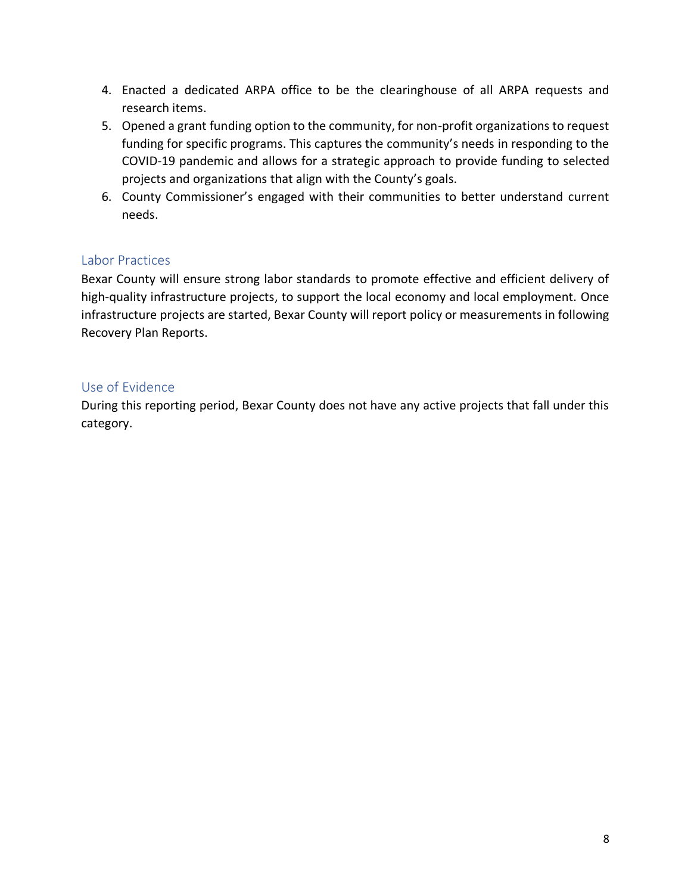4. Enacted a dedicated ARPA office to be the clearinghouse of all ARPA requests and research items.
5. Opened a grant funding option to the community, for non-profit organizations to request funding for specific programs. This captures the community's needs in responding to the COVID-19 pandemic and allows for a strategic approach to provide funding to selected projects and organizations that align with the County's goals.
6. County Commissioner's engaged with their communities to better understand current needs.

## Labor Practices

Bexar County will ensure strong labor standards to promote effective and efficient delivery of high-quality infrastructure projects, to support the local economy and local employment. Once infrastructure projects are started, Bexar County will report policy or measurements in following Recovery Plan Reports.

## Use of Evidence

During this reporting period, Bexar County does not have any active projects that fall under this category.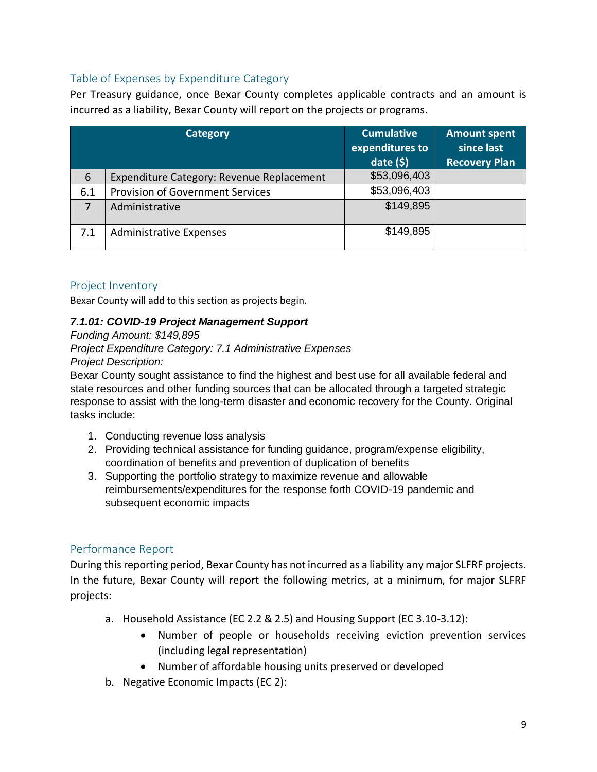## Table of Expenses by Expenditure Category

Per Treasury guidance, once Bexar County completes applicable contracts and an amount is incurred as a liability, Bexar County will report on the projects or programs.

| | Category | Cumulative expenditures to date ($) | Amount spent since last Recovery Plan |
|---|---|---|---|
| 6 | Expenditure Category: Revenue Replacement | $53,096,403 | |
| 6.1 | Provision of Government Services | $53,096,403 | |
| 7 | Administrative | $149,895 | |
| 7.1 | Administrative Expenses | $149,895 | |

## Project Inventory

Bexar County will add to this section as projects begin.

***7.1.01: COVID-19 Project Management Support***

*Funding Amount: $149,895*
*Project Expenditure Category: 7.1 Administrative Expenses*
*Project Description:*

Bexar County sought assistance to find the highest and best use for all available federal and state resources and other funding sources that can be allocated through a targeted strategic response to assist with the long-term disaster and economic recovery for the County. Original tasks include:

1. Conducting revenue loss analysis
2. Providing technical assistance for funding guidance, program/expense eligibility, coordination of benefits and prevention of duplication of benefits
3. Supporting the portfolio strategy to maximize revenue and allowable reimbursements/expenditures for the response forth COVID-19 pandemic and subsequent economic impacts

## Performance Report

During this reporting period, Bexar County has not incurred as a liability any major SLFRF projects. In the future, Bexar County will report the following metrics, at a minimum, for major SLFRF projects:

a. Household Assistance (EC 2.2 & 2.5) and Housing Support (EC 3.10-3.12):
   - Number of people or households receiving eviction prevention services (including legal representation)
   - Number of affordable housing units preserved or developed

b. Negative Economic Impacts (EC 2):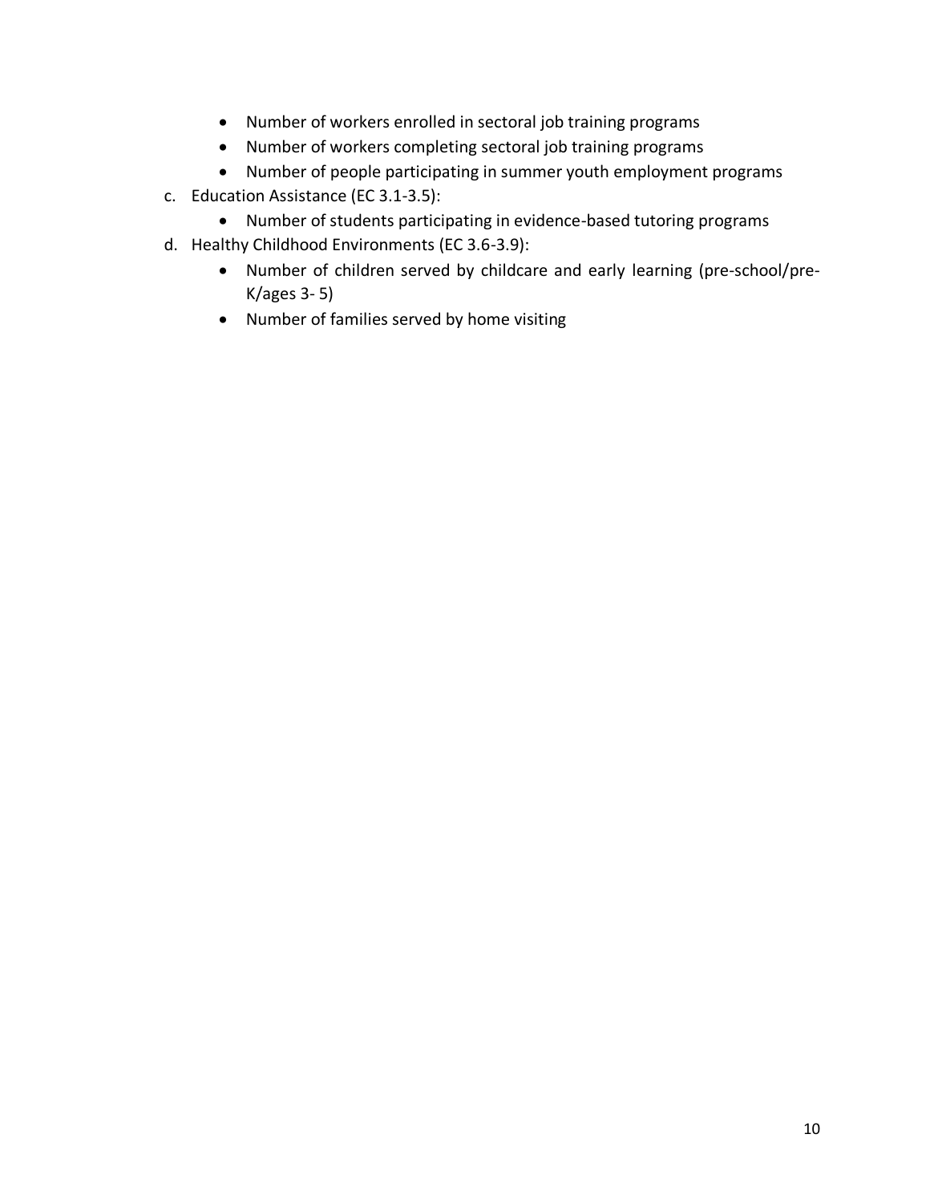- Number of workers enrolled in sectoral job training programs
- Number of workers completing sectoral job training programs
- Number of people participating in summer youth employment programs

c. Education Assistance (EC 3.1-3.5):
   - Number of students participating in evidence-based tutoring programs

d. Healthy Childhood Environments (EC 3.6-3.9):
   - Number of children served by childcare and early learning (pre-school/pre-K/ages 3- 5)
   - Number of families served by home visiting